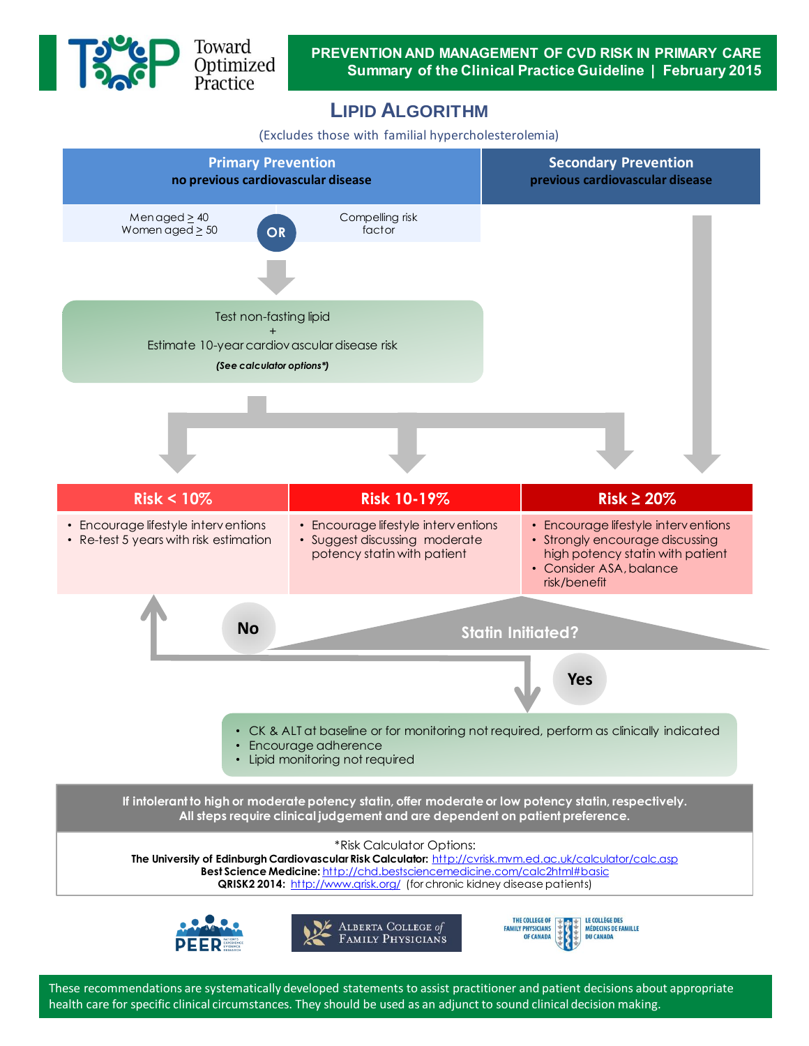Toward Optimized Practice

**PREVENTION AND MANAGEMENT OF CVD RISK IN PRIMARY CARE**
**Summary of the Clinical Practice Guideline | February 2015**

# LIPID ALGORITHM

(Excludes those with familial hypercholesterolemia)

| Primary Prevention<br>no previous cardiovascular disease | Secondary Prevention<br>previous cardiovascular disease |
|---|---|
| Men aged ≥ 40<br>Women aged ≥ 50<br>**OR**<br>Compelling risk factor | |

Test non-fasting lipid
+
Estimate 10-year cardiovascular disease risk
***(See calculator options\*)***

| Risk < 10% | Risk 10-19% | Risk ≥ 20% |
|---|---|---|
| • Encourage lifestyle interventions<br>• Re-test 5 years with risk estimation | • Encourage lifestyle interventions<br>• Suggest discussing moderate potency statin with patient | • Encourage lifestyle interventions<br>• Strongly encourage discussing high potency statin with patient<br>• Consider ASA, balance risk/benefit |

**Statin Initiated?**

**No** → return to Risk < 10% recommendations

**Yes**:

- CK & ALT at baseline or for monitoring not required, perform as clinically indicated
- Encourage adherence
- Lipid monitoring not required

**If intolerant to high or moderate potency statin, offer moderate or low potency statin, respectively.**
**All steps require clinical judgement and are dependent on patient preference.**

\*Risk Calculator Options:
**The University of Edinburgh Cardiovascular Risk Calculator:** http://cvrisk.mvm.ed.ac.uk/calculator/calc.asp
**Best Science Medicine:** http://chd.bestsciencemedicine.com/calc2html#basic
**QRISK2 2014:** http://www.qrisk.org/ (for chronic kidney disease patients)

PEER — Alberta College of Family Physicians — The College of Family Physicians of Canada / Le Collège des Médecins de Famille du Canada

These recommendations are systematically developed statements to assist practitioner and patient decisions about appropriate health care for specific clinical circumstances. They should be used as an adjunct to sound clinical decision making.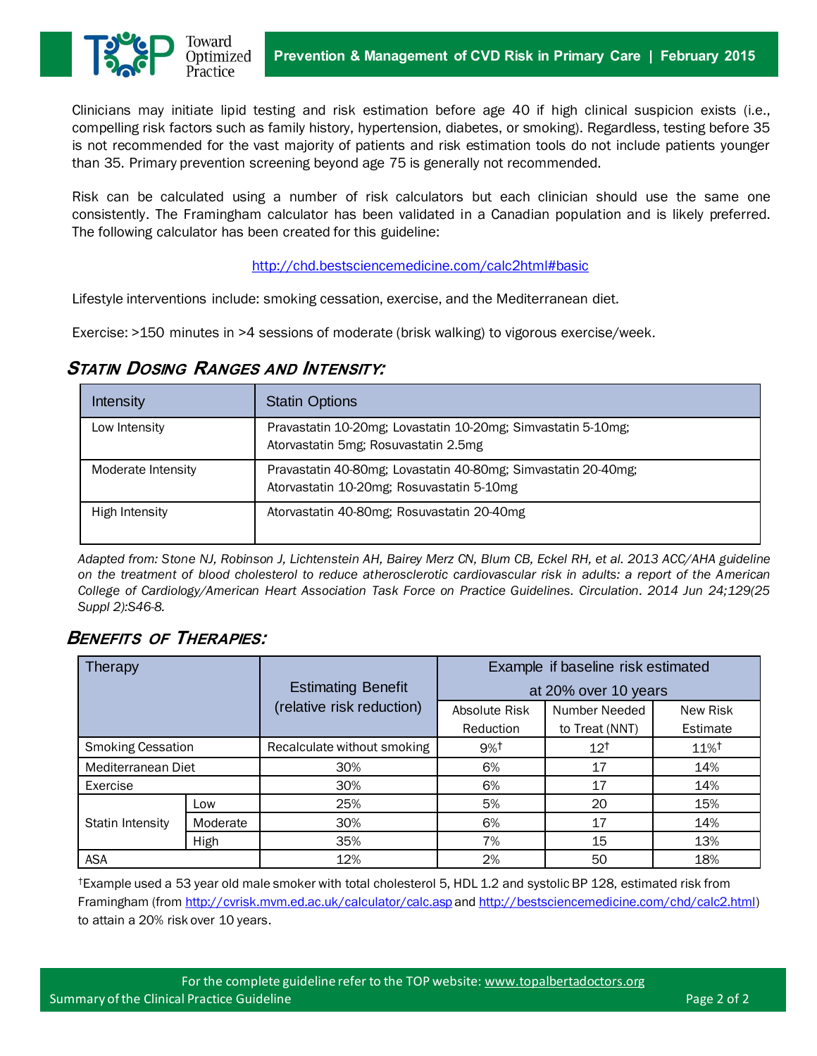Clinicians may initiate lipid testing and risk estimation before age 40 if high clinical suspicion exists (i.e., compelling risk factors such as family history, hypertension, diabetes, or smoking). Regardless, testing before 35 is not recommended for the vast majority of patients and risk estimation tools do not include patients younger than 35. Primary prevention screening beyond age 75 is generally not recommended.

Risk can be calculated using a number of risk calculators but each clinician should use the same one consistently. The Framingham calculator has been validated in a Canadian population and is likely preferred. The following calculator has been created for this guideline:

http://chd.bestsciencemedicine.com/calc2html#basic

Lifestyle interventions include: smoking cessation, exercise, and the Mediterranean diet.

Exercise: >150 minutes in >4 sessions of moderate (brisk walking) to vigorous exercise/week.

## Statin Dosing Ranges and Intensity:

| Intensity | Statin Options |
|---|---|
| Low Intensity | Pravastatin 10-20mg; Lovastatin 10-20mg; Simvastatin 5-10mg; Atorvastatin 5mg; Rosuvastatin 2.5mg |
| Moderate Intensity | Pravastatin 40-80mg; Lovastatin 40-80mg; Simvastatin 20-40mg; Atorvastatin 10-20mg; Rosuvastatin 5-10mg |
| High Intensity | Atorvastatin 40-80mg; Rosuvastatin 20-40mg |

*Adapted from: Stone NJ, Robinson J, Lichtenstein AH, Bairey Merz CN, Blum CB, Eckel RH, et al. 2013 ACC/AHA guideline on the treatment of blood cholesterol to reduce atherosclerotic cardiovascular risk in adults: a report of the American College of Cardiology/American Heart Association Task Force on Practice Guidelines. Circulation. 2014 Jun 24;129(25 Suppl 2):S46-8.*

## Benefits of Therapies:

| Therapy | | Estimating Benefit (relative risk reduction) | Example if baseline risk estimated at 20% over 10 years | | |
|---|---|---|---|---|---|
| | | | Absolute Risk Reduction | Number Needed to Treat (NNT) | New Risk Estimate |
| Smoking Cessation | | Recalculate without smoking | 9%† | 12† | 11%† |
| Mediterranean Diet | | 30% | 6% | 17 | 14% |
| Exercise | | 30% | 6% | 17 | 14% |
| Statin Intensity | Low | 25% | 5% | 20 | 15% |
| | Moderate | 30% | 6% | 17 | 14% |
| | High | 35% | 7% | 15 | 13% |
| ASA | | 12% | 2% | 50 | 18% |

†Example used a 53 year old male smoker with total cholesterol 5, HDL 1.2 and systolic BP 128, estimated risk from Framingham (from http://cvrisk.mvm.ed.ac.uk/calculator/calc.asp and http://bestsciencemedicine.com/chd/calc2.html) to attain a 20% risk over 10 years.

For the complete guideline refer to the TOP website: www.topalbertadoctors.org